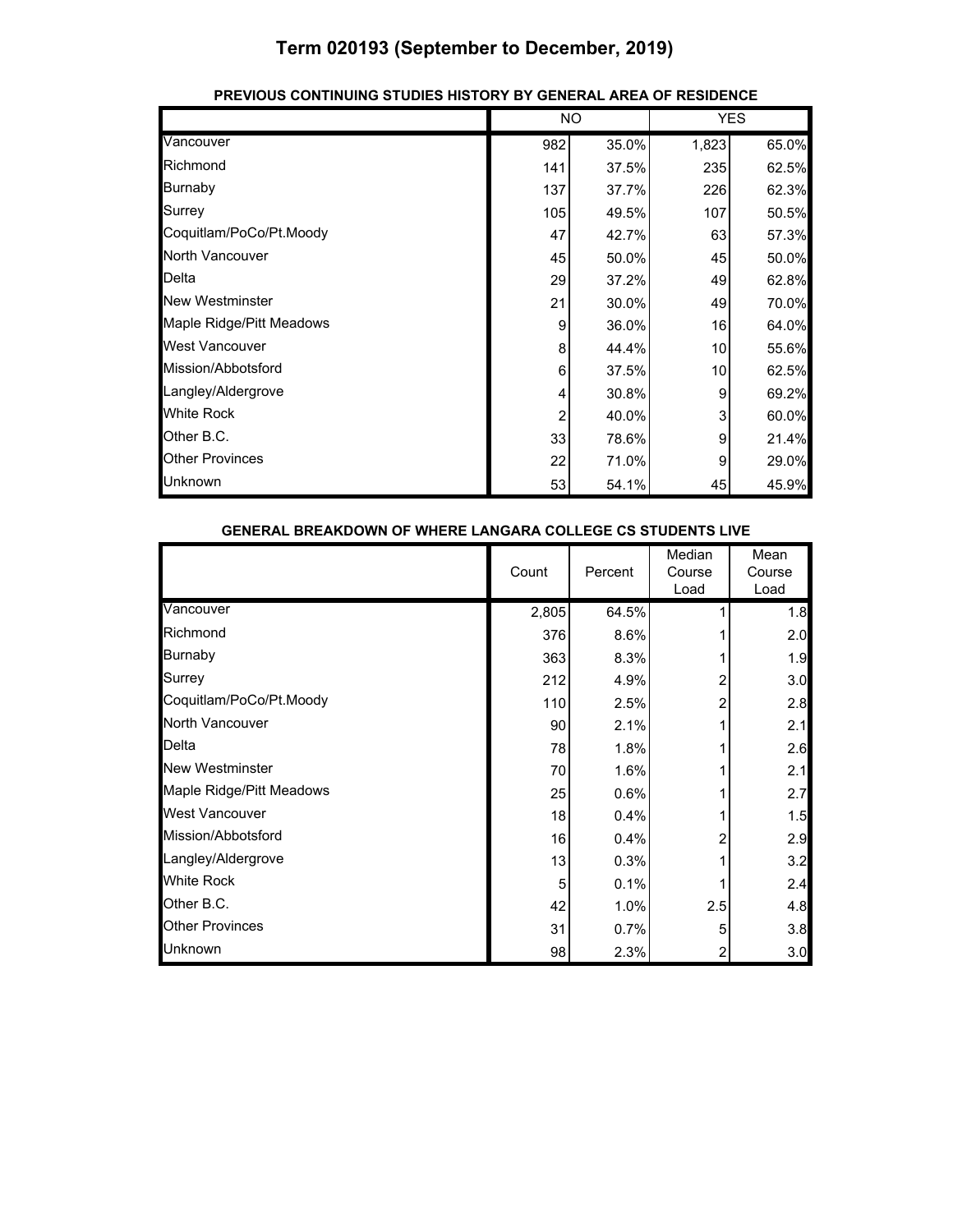# Term 020193 (September to December, 2019)

**PREVIOUS CONTINUING STUDIES HISTORY BY GENERAL AREA OF RESIDENCE**

| | NO | | YES | |
|---|---|---|---|---|
| Vancouver | 982 | 35.0% | 1,823 | 65.0% |
| Richmond | 141 | 37.5% | 235 | 62.5% |
| Burnaby | 137 | 37.7% | 226 | 62.3% |
| Surrey | 105 | 49.5% | 107 | 50.5% |
| Coquitlam/PoCo/Pt.Moody | 47 | 42.7% | 63 | 57.3% |
| North Vancouver | 45 | 50.0% | 45 | 50.0% |
| Delta | 29 | 37.2% | 49 | 62.8% |
| New Westminster | 21 | 30.0% | 49 | 70.0% |
| Maple Ridge/Pitt Meadows | 9 | 36.0% | 16 | 64.0% |
| West Vancouver | 8 | 44.4% | 10 | 55.6% |
| Mission/Abbotsford | 6 | 37.5% | 10 | 62.5% |
| Langley/Aldergrove | 4 | 30.8% | 9 | 69.2% |
| White Rock | 2 | 40.0% | 3 | 60.0% |
| Other B.C. | 33 | 78.6% | 9 | 21.4% |
| Other Provinces | 22 | 71.0% | 9 | 29.0% |
| Unknown | 53 | 54.1% | 45 | 45.9% |

**GENERAL BREAKDOWN OF WHERE LANGARA COLLEGE CS STUDENTS LIVE**

| | Count | Percent | Median Course Load | Mean Course Load |
|---|---|---|---|---|
| Vancouver | 2,805 | 64.5% | 1 | 1.8 |
| Richmond | 376 | 8.6% | 1 | 2.0 |
| Burnaby | 363 | 8.3% | 1 | 1.9 |
| Surrey | 212 | 4.9% | 2 | 3.0 |
| Coquitlam/PoCo/Pt.Moody | 110 | 2.5% | 2 | 2.8 |
| North Vancouver | 90 | 2.1% | 1 | 2.1 |
| Delta | 78 | 1.8% | 1 | 2.6 |
| New Westminster | 70 | 1.6% | 1 | 2.1 |
| Maple Ridge/Pitt Meadows | 25 | 0.6% | 1 | 2.7 |
| West Vancouver | 18 | 0.4% | 1 | 1.5 |
| Mission/Abbotsford | 16 | 0.4% | 2 | 2.9 |
| Langley/Aldergrove | 13 | 0.3% | 1 | 3.2 |
| White Rock | 5 | 0.1% | 1 | 2.4 |
| Other B.C. | 42 | 1.0% | 2.5 | 4.8 |
| Other Provinces | 31 | 0.7% | 5 | 3.8 |
| Unknown | 98 | 2.3% | 2 | 3.0 |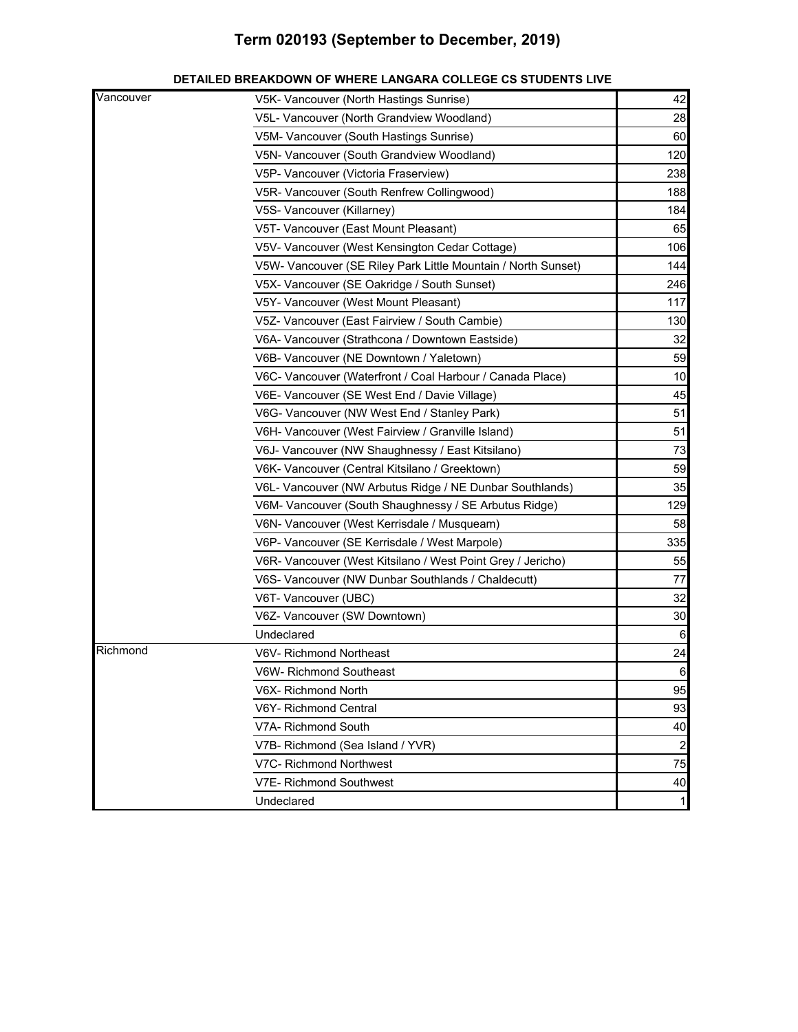# Term 020193 (September to December, 2019)

**DETAILED BREAKDOWN OF WHERE LANGARA COLLEGE CS STUDENTS LIVE**

| | | |
|---|---|---|
| Vancouver | V5K- Vancouver (North Hastings Sunrise) | 42 |
| | V5L- Vancouver (North Grandview Woodland) | 28 |
| | V5M- Vancouver (South Hastings Sunrise) | 60 |
| | V5N- Vancouver (South Grandview Woodland) | 120 |
| | V5P- Vancouver (Victoria Fraserview) | 238 |
| | V5R- Vancouver (South Renfrew Collingwood) | 188 |
| | V5S- Vancouver (Killarney) | 184 |
| | V5T- Vancouver (East Mount Pleasant) | 65 |
| | V5V- Vancouver (West Kensington Cedar Cottage) | 106 |
| | V5W- Vancouver (SE Riley Park Little Mountain / North Sunset) | 144 |
| | V5X- Vancouver (SE Oakridge / South Sunset) | 246 |
| | V5Y- Vancouver (West Mount Pleasant) | 117 |
| | V5Z- Vancouver (East Fairview / South Cambie) | 130 |
| | V6A- Vancouver (Strathcona / Downtown Eastside) | 32 |
| | V6B- Vancouver (NE Downtown / Yaletown) | 59 |
| | V6C- Vancouver (Waterfront / Coal Harbour / Canada Place) | 10 |
| | V6E- Vancouver (SE West End / Davie Village) | 45 |
| | V6G- Vancouver (NW West End / Stanley Park) | 51 |
| | V6H- Vancouver (West Fairview / Granville Island) | 51 |
| | V6J- Vancouver (NW Shaughnessy / East Kitsilano) | 73 |
| | V6K- Vancouver (Central Kitsilano / Greektown) | 59 |
| | V6L- Vancouver (NW Arbutus Ridge / NE Dunbar Southlands) | 35 |
| | V6M- Vancouver (South Shaughnessy / SE Arbutus Ridge) | 129 |
| | V6N- Vancouver (West Kerrisdale / Musqueam) | 58 |
| | V6P- Vancouver (SE Kerrisdale / West Marpole) | 335 |
| | V6R- Vancouver (West Kitsilano / West Point Grey / Jericho) | 55 |
| | V6S- Vancouver (NW Dunbar Southlands / Chaldecutt) | 77 |
| | V6T- Vancouver (UBC) | 32 |
| | V6Z- Vancouver (SW Downtown) | 30 |
| | Undeclared | 6 |
| Richmond | V6V- Richmond Northeast | 24 |
| | V6W- Richmond Southeast | 6 |
| | V6X- Richmond North | 95 |
| | V6Y- Richmond Central | 93 |
| | V7A- Richmond South | 40 |
| | V7B- Richmond (Sea Island / YVR) | 2 |
| | V7C- Richmond Northwest | 75 |
| | V7E- Richmond Southwest | 40 |
| | Undeclared | 1 |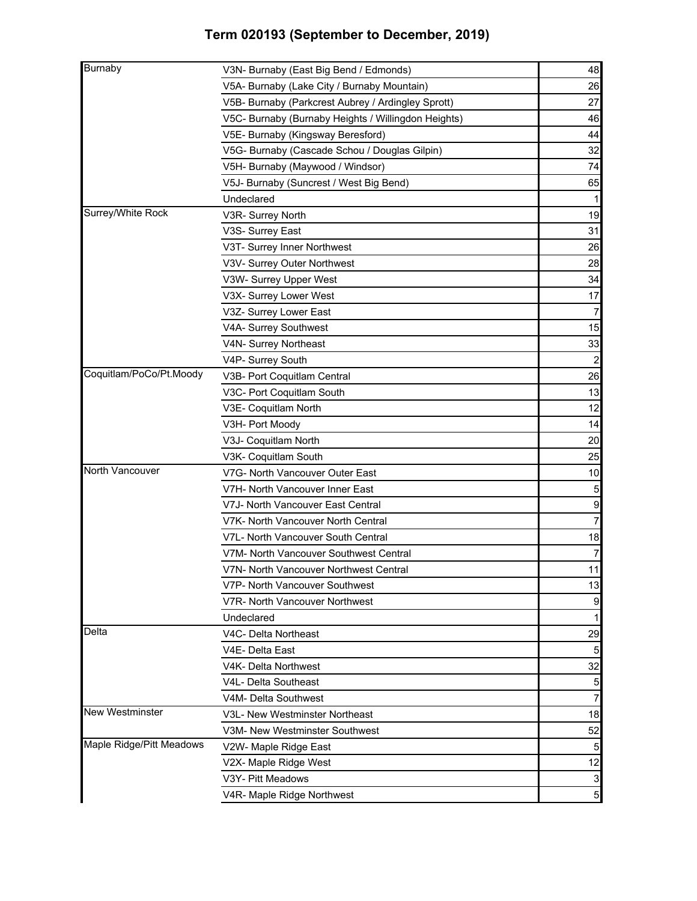# Term 020193 (September to December, 2019)

| | | |
|---|---|---|
| Burnaby | V3N- Burnaby (East Big Bend / Edmonds) | 48 |
| | V5A- Burnaby (Lake City / Burnaby Mountain) | 26 |
| | V5B- Burnaby (Parkcrest Aubrey / Ardingley Sprott) | 27 |
| | V5C- Burnaby (Burnaby Heights / Willingdon Heights) | 46 |
| | V5E- Burnaby (Kingsway Beresford) | 44 |
| | V5G- Burnaby (Cascade Schou / Douglas Gilpin) | 32 |
| | V5H- Burnaby (Maywood / Windsor) | 74 |
| | V5J- Burnaby (Suncrest / West Big Bend) | 65 |
| | Undeclared | 1 |
| Surrey/White Rock | V3R- Surrey North | 19 |
| | V3S- Surrey East | 31 |
| | V3T- Surrey Inner Northwest | 26 |
| | V3V- Surrey Outer Northwest | 28 |
| | V3W- Surrey Upper West | 34 |
| | V3X- Surrey Lower West | 17 |
| | V3Z- Surrey Lower East | 7 |
| | V4A- Surrey Southwest | 15 |
| | V4N- Surrey Northeast | 33 |
| | V4P- Surrey South | 2 |
| Coquitlam/PoCo/Pt.Moody | V3B- Port Coquitlam Central | 26 |
| | V3C- Port Coquitlam South | 13 |
| | V3E- Coquitlam North | 12 |
| | V3H- Port Moody | 14 |
| | V3J- Coquitlam North | 20 |
| | V3K- Coquitlam South | 25 |
| North Vancouver | V7G- North Vancouver Outer East | 10 |
| | V7H- North Vancouver Inner East | 5 |
| | V7J- North Vancouver East Central | 9 |
| | V7K- North Vancouver North Central | 7 |
| | V7L- North Vancouver South Central | 18 |
| | V7M- North Vancouver Southwest Central | 7 |
| | V7N- North Vancouver Northwest Central | 11 |
| | V7P- North Vancouver Southwest | 13 |
| | V7R- North Vancouver Northwest | 9 |
| | Undeclared | 1 |
| Delta | V4C- Delta Northeast | 29 |
| | V4E- Delta East | 5 |
| | V4K- Delta Northwest | 32 |
| | V4L- Delta Southeast | 5 |
| | V4M- Delta Southwest | 7 |
| New Westminster | V3L- New Westminster Northeast | 18 |
| | V3M- New Westminster Southwest | 52 |
| Maple Ridge/Pitt Meadows | V2W- Maple Ridge East | 5 |
| | V2X- Maple Ridge West | 12 |
| | V3Y- Pitt Meadows | 3 |
| | V4R- Maple Ridge Northwest | 5 |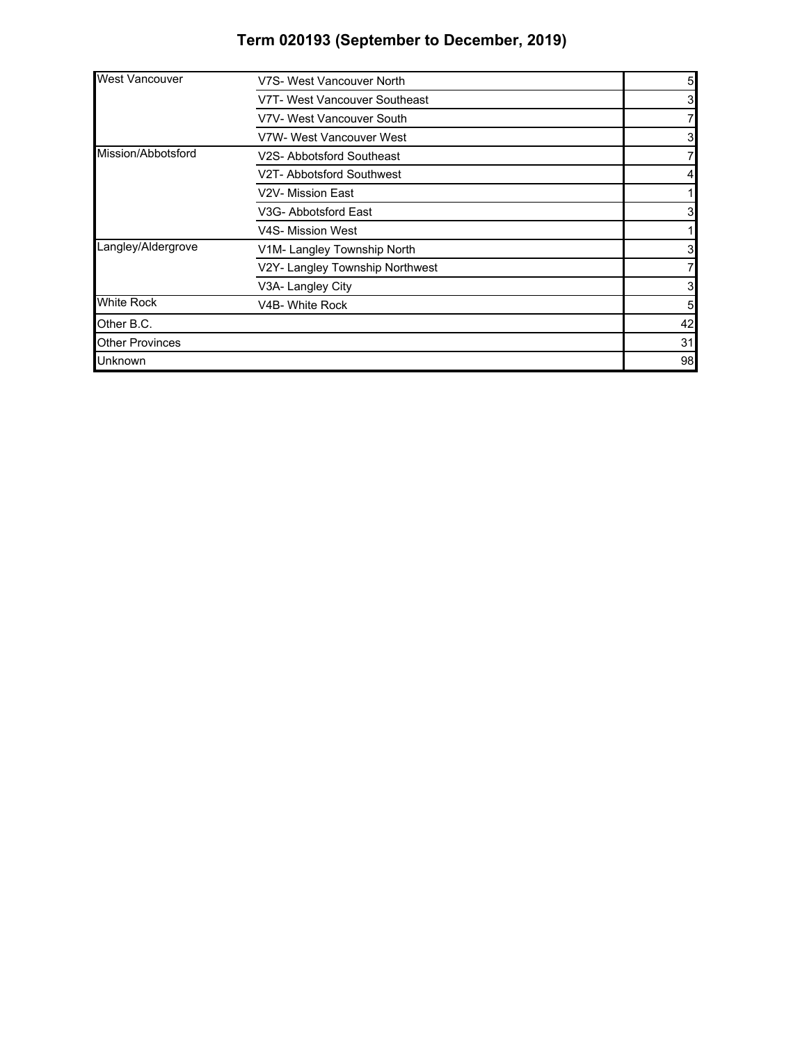## Term 020193 (September to December, 2019)

| | | |
|---|---|---|
| West Vancouver | V7S- West Vancouver North | 5 |
| | V7T- West Vancouver Southeast | 3 |
| | V7V- West Vancouver South | 7 |
| | V7W- West Vancouver West | 3 |
| Mission/Abbotsford | V2S- Abbotsford Southeast | 7 |
| | V2T- Abbotsford Southwest | 4 |
| | V2V- Mission East | 1 |
| | V3G- Abbotsford East | 3 |
| | V4S- Mission West | 1 |
| Langley/Aldergrove | V1M- Langley Township North | 3 |
| | V2Y- Langley Township Northwest | 7 |
| | V3A- Langley City | 3 |
| White Rock | V4B- White Rock | 5 |
| Other B.C. | | 42 |
| Other Provinces | | 31 |
| Unknown | | 98 |